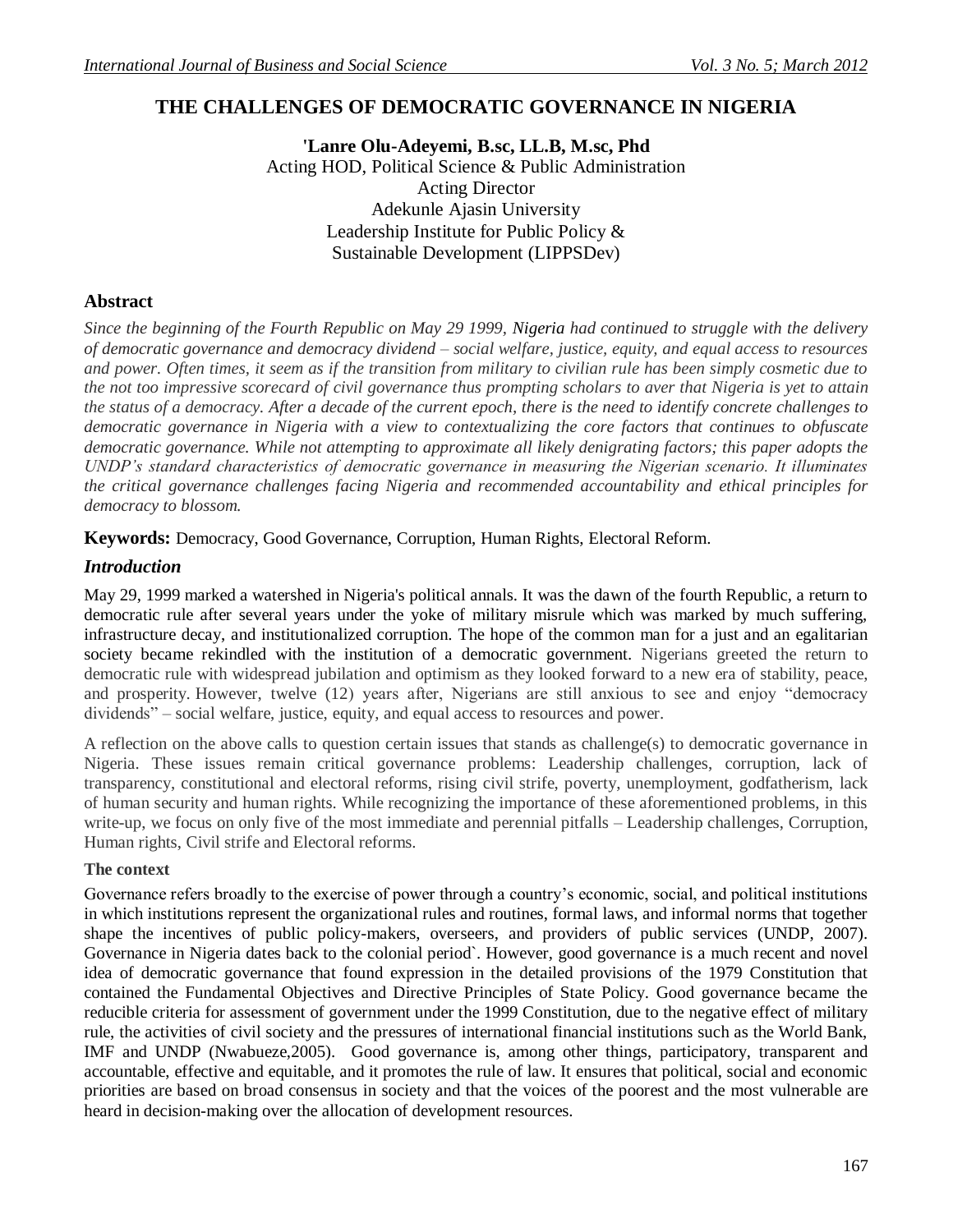# THE CHALLENGES OF DEMOCRATIC GOVERNANCE IN NIGERIA

**'Lanre Olu-Adeyemi, B.sc, LL.B, M.sc, Phd**
Acting HOD, Political Science & Public Administration
Acting Director
Adekunle Ajasin University
Leadership Institute for Public Policy &
Sustainable Development (LIPPSDev)

## Abstract

*Since the beginning of the Fourth Republic on May 29 1999, Nigeria had continued to struggle with the delivery of democratic governance and democracy dividend – social welfare, justice, equity, and equal access to resources and power. Often times, it seem as if the transition from military to civilian rule has been simply cosmetic due to the not too impressive scorecard of civil governance thus prompting scholars to aver that Nigeria is yet to attain the status of a democracy. After a decade of the current epoch, there is the need to identify concrete challenges to democratic governance in Nigeria with a view to contextualizing the core factors that continues to obfuscate democratic governance. While not attempting to approximate all likely denigrating factors; this paper adopts the UNDP's standard characteristics of democratic governance in measuring the Nigerian scenario. It illuminates the critical governance challenges facing Nigeria and recommended accountability and ethical principles for democracy to blossom.*

**Keywords:** Democracy, Good Governance, Corruption, Human Rights, Electoral Reform.

## *Introduction*

May 29, 1999 marked a watershed in Nigeria's political annals. It was the dawn of the fourth Republic, a return to democratic rule after several years under the yoke of military misrule which was marked by much suffering, infrastructure decay, and institutionalized corruption. The hope of the common man for a just and an egalitarian society became rekindled with the institution of a democratic government. Nigerians greeted the return to democratic rule with widespread jubilation and optimism as they looked forward to a new era of stability, peace, and prosperity. However, twelve (12) years after, Nigerians are still anxious to see and enjoy "democracy dividends" – social welfare, justice, equity, and equal access to resources and power.

A reflection on the above calls to question certain issues that stands as challenge(s) to democratic governance in Nigeria. These issues remain critical governance problems: Leadership challenges, corruption, lack of transparency, constitutional and electoral reforms, rising civil strife, poverty, unemployment, godfatherism, lack of human security and human rights. While recognizing the importance of these aforementioned problems, in this write-up, we focus on only five of the most immediate and perennial pitfalls – Leadership challenges, Corruption, Human rights, Civil strife and Electoral reforms.

### The context

Governance refers broadly to the exercise of power through a country's economic, social, and political institutions in which institutions represent the organizational rules and routines, formal laws, and informal norms that together shape the incentives of public policy-makers, overseers, and providers of public services (UNDP, 2007). Governance in Nigeria dates back to the colonial period`. However, good governance is a much recent and novel idea of democratic governance that found expression in the detailed provisions of the 1979 Constitution that contained the Fundamental Objectives and Directive Principles of State Policy. Good governance became the reducible criteria for assessment of government under the 1999 Constitution, due to the negative effect of military rule, the activities of civil society and the pressures of international financial institutions such as the World Bank, IMF and UNDP (Nwabueze,2005). Good governance is, among other things, participatory, transparent and accountable, effective and equitable, and it promotes the rule of law. It ensures that political, social and economic priorities are based on broad consensus in society and that the voices of the poorest and the most vulnerable are heard in decision-making over the allocation of development resources.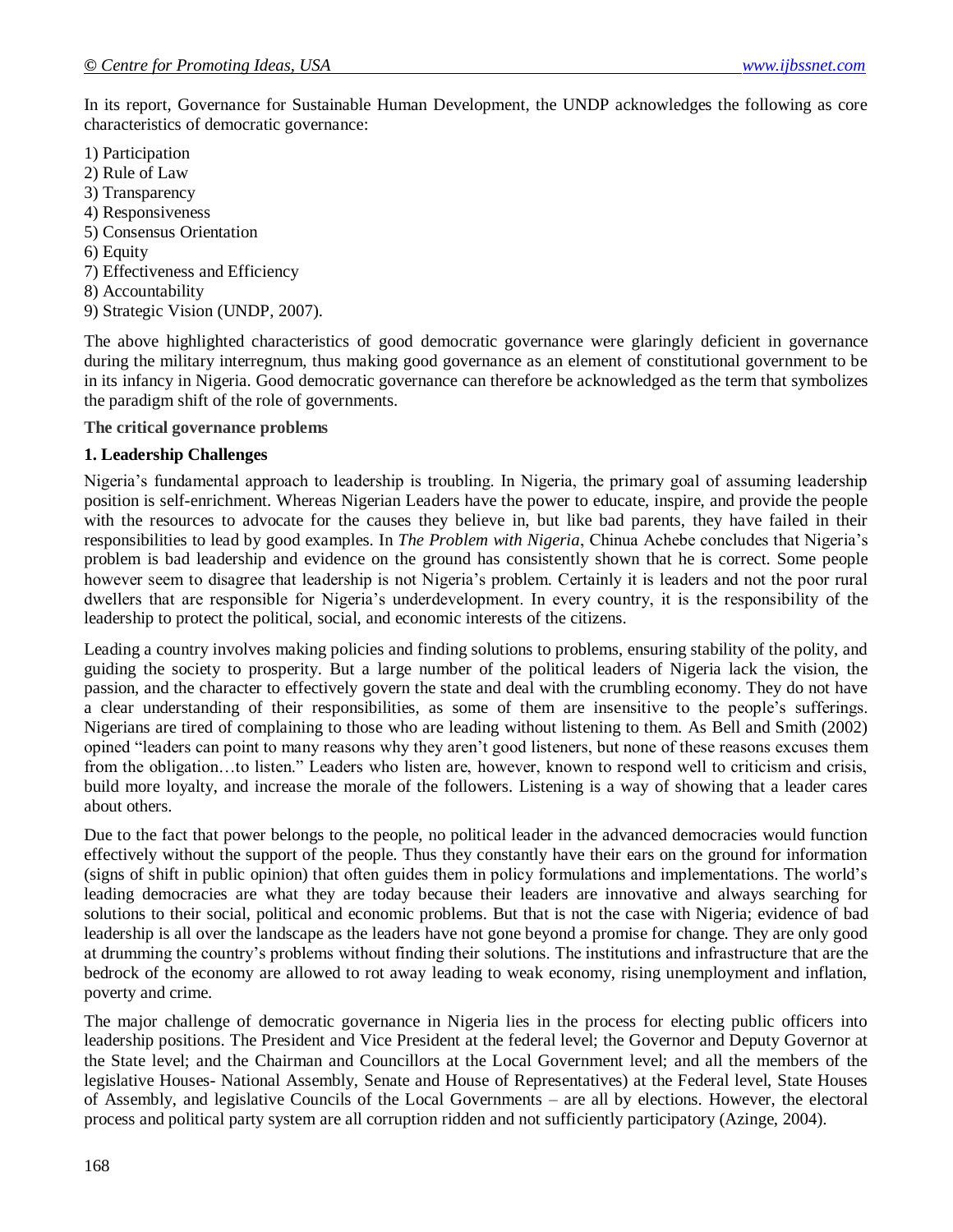In its report, Governance for Sustainable Human Development, the UNDP acknowledges the following as core characteristics of democratic governance:

1) Participation
2) Rule of Law
3) Transparency
4) Responsiveness
5) Consensus Orientation
6) Equity
7) Effectiveness and Efficiency
8) Accountability
9) Strategic Vision (UNDP, 2007).

The above highlighted characteristics of good democratic governance were glaringly deficient in governance during the military interregnum, thus making good governance as an element of constitutional government to be in its infancy in Nigeria. Good democratic governance can therefore be acknowledged as the term that symbolizes the paradigm shift of the role of governments.

**The critical governance problems**

**1. Leadership Challenges**

Nigeria's fundamental approach to leadership is troubling. In Nigeria, the primary goal of assuming leadership position is self-enrichment. Whereas Nigerian Leaders have the power to educate, inspire, and provide the people with the resources to advocate for the causes they believe in, but like bad parents, they have failed in their responsibilities to lead by good examples. In *The Problem with Nigeria*, Chinua Achebe concludes that Nigeria's problem is bad leadership and evidence on the ground has consistently shown that he is correct. Some people however seem to disagree that leadership is not Nigeria's problem. Certainly it is leaders and not the poor rural dwellers that are responsible for Nigeria's underdevelopment. In every country, it is the responsibility of the leadership to protect the political, social, and economic interests of the citizens.

Leading a country involves making policies and finding solutions to problems, ensuring stability of the polity, and guiding the society to prosperity. But a large number of the political leaders of Nigeria lack the vision, the passion, and the character to effectively govern the state and deal with the crumbling economy. They do not have a clear understanding of their responsibilities, as some of them are insensitive to the people's sufferings. Nigerians are tired of complaining to those who are leading without listening to them. As Bell and Smith (2002) opined "leaders can point to many reasons why they aren't good listeners, but none of these reasons excuses them from the obligation…to listen." Leaders who listen are, however, known to respond well to criticism and crisis, build more loyalty, and increase the morale of the followers. Listening is a way of showing that a leader cares about others.

Due to the fact that power belongs to the people, no political leader in the advanced democracies would function effectively without the support of the people. Thus they constantly have their ears on the ground for information (signs of shift in public opinion) that often guides them in policy formulations and implementations. The world's leading democracies are what they are today because their leaders are innovative and always searching for solutions to their social, political and economic problems. But that is not the case with Nigeria; evidence of bad leadership is all over the landscape as the leaders have not gone beyond a promise for change. They are only good at drumming the country's problems without finding their solutions. The institutions and infrastructure that are the bedrock of the economy are allowed to rot away leading to weak economy, rising unemployment and inflation, poverty and crime.

The major challenge of democratic governance in Nigeria lies in the process for electing public officers into leadership positions. The President and Vice President at the federal level; the Governor and Deputy Governor at the State level; and the Chairman and Councillors at the Local Government level; and all the members of the legislative Houses- National Assembly, Senate and House of Representatives) at the Federal level, State Houses of Assembly, and legislative Councils of the Local Governments – are all by elections. However, the electoral process and political party system are all corruption ridden and not sufficiently participatory (Azinge, 2004).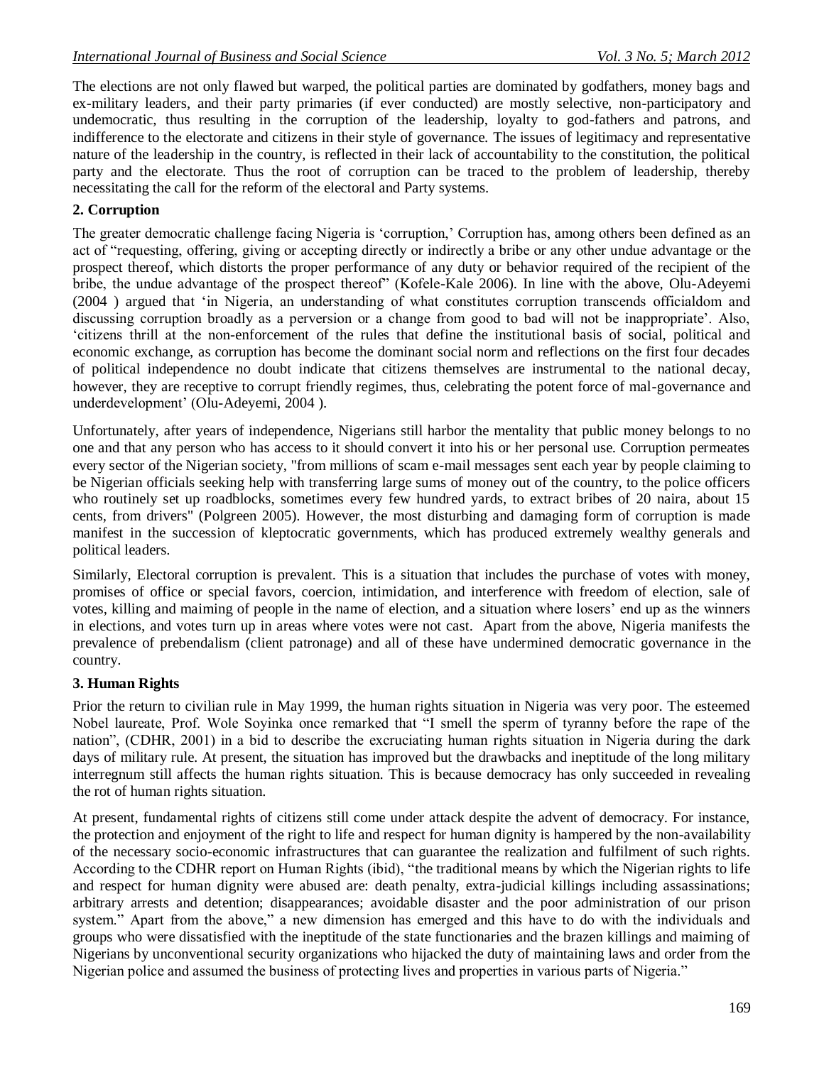The elections are not only flawed but warped, the political parties are dominated by godfathers, money bags and ex-military leaders, and their party primaries (if ever conducted) are mostly selective, non-participatory and undemocratic, thus resulting in the corruption of the leadership, loyalty to god-fathers and patrons, and indifference to the electorate and citizens in their style of governance. The issues of legitimacy and representative nature of the leadership in the country, is reflected in their lack of accountability to the constitution, the political party and the electorate. Thus the root of corruption can be traced to the problem of leadership, thereby necessitating the call for the reform of the electoral and Party systems.

## 2. Corruption

The greater democratic challenge facing Nigeria is 'corruption,' Corruption has, among others been defined as an act of "requesting, offering, giving or accepting directly or indirectly a bribe or any other undue advantage or the prospect thereof, which distorts the proper performance of any duty or behavior required of the recipient of the bribe, the undue advantage of the prospect thereof" (Kofele-Kale 2006). In line with the above, Olu-Adeyemi (2004 ) argued that 'in Nigeria, an understanding of what constitutes corruption transcends officialdom and discussing corruption broadly as a perversion or a change from good to bad will not be inappropriate'. Also, 'citizens thrill at the non-enforcement of the rules that define the institutional basis of social, political and economic exchange, as corruption has become the dominant social norm and reflections on the first four decades of political independence no doubt indicate that citizens themselves are instrumental to the national decay, however, they are receptive to corrupt friendly regimes, thus, celebrating the potent force of mal-governance and underdevelopment' (Olu-Adeyemi, 2004 ).

Unfortunately, after years of independence, Nigerians still harbor the mentality that public money belongs to no one and that any person who has access to it should convert it into his or her personal use. Corruption permeates every sector of the Nigerian society, "from millions of scam e-mail messages sent each year by people claiming to be Nigerian officials seeking help with transferring large sums of money out of the country, to the police officers who routinely set up roadblocks, sometimes every few hundred yards, to extract bribes of 20 naira, about 15 cents, from drivers" (Polgreen 2005). However, the most disturbing and damaging form of corruption is made manifest in the succession of kleptocratic governments, which has produced extremely wealthy generals and political leaders.

Similarly, Electoral corruption is prevalent. This is a situation that includes the purchase of votes with money, promises of office or special favors, coercion, intimidation, and interference with freedom of election, sale of votes, killing and maiming of people in the name of election, and a situation where losers' end up as the winners in elections, and votes turn up in areas where votes were not cast. Apart from the above, Nigeria manifests the prevalence of prebendalism (client patronage) and all of these have undermined democratic governance in the country.

## 3. Human Rights

Prior the return to civilian rule in May 1999, the human rights situation in Nigeria was very poor. The esteemed Nobel laureate, Prof. Wole Soyinka once remarked that "I smell the sperm of tyranny before the rape of the nation", (CDHR, 2001) in a bid to describe the excruciating human rights situation in Nigeria during the dark days of military rule. At present, the situation has improved but the drawbacks and ineptitude of the long military interregnum still affects the human rights situation. This is because democracy has only succeeded in revealing the rot of human rights situation.

At present, fundamental rights of citizens still come under attack despite the advent of democracy. For instance, the protection and enjoyment of the right to life and respect for human dignity is hampered by the non-availability of the necessary socio-economic infrastructures that can guarantee the realization and fulfilment of such rights. According to the CDHR report on Human Rights (ibid), "the traditional means by which the Nigerian rights to life and respect for human dignity were abused are: death penalty, extra-judicial killings including assassinations; arbitrary arrests and detention; disappearances; avoidable disaster and the poor administration of our prison system." Apart from the above," a new dimension has emerged and this have to do with the individuals and groups who were dissatisfied with the ineptitude of the state functionaries and the brazen killings and maiming of Nigerians by unconventional security organizations who hijacked the duty of maintaining laws and order from the Nigerian police and assumed the business of protecting lives and properties in various parts of Nigeria."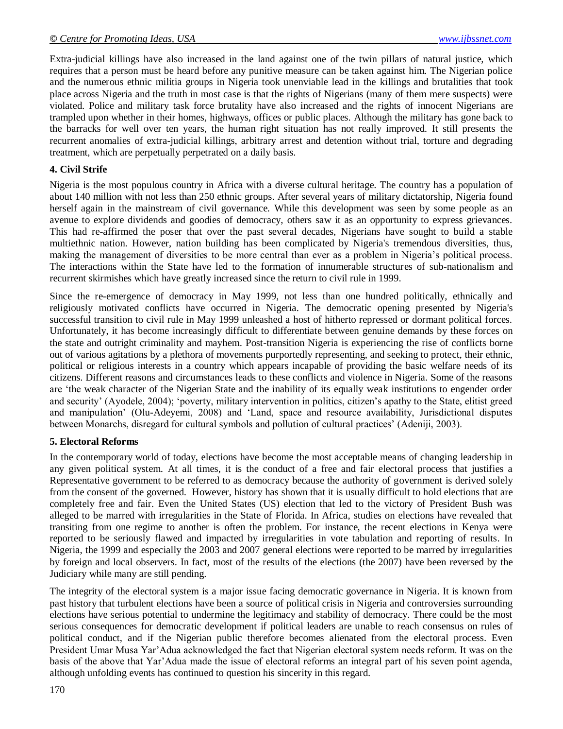Extra-judicial killings have also increased in the land against one of the twin pillars of natural justice, which requires that a person must be heard before any punitive measure can be taken against him. The Nigerian police and the numerous ethnic militia groups in Nigeria took unenviable lead in the killings and brutalities that took place across Nigeria and the truth in most case is that the rights of Nigerians (many of them mere suspects) were violated. Police and military task force brutality have also increased and the rights of innocent Nigerians are trampled upon whether in their homes, highways, offices or public places. Although the military has gone back to the barracks for well over ten years, the human right situation has not really improved. It still presents the recurrent anomalies of extra-judicial killings, arbitrary arrest and detention without trial, torture and degrading treatment, which are perpetually perpetrated on a daily basis.

### 4. Civil Strife

Nigeria is the most populous country in Africa with a diverse cultural heritage. The country has a population of about 140 million with not less than 250 ethnic groups. After several years of military dictatorship, Nigeria found herself again in the mainstream of civil governance. While this development was seen by some people as an avenue to explore dividends and goodies of democracy, others saw it as an opportunity to express grievances. This had re-affirmed the poser that over the past several decades, Nigerians have sought to build a stable multiethnic nation. However, nation building has been complicated by Nigeria's tremendous diversities, thus, making the management of diversities to be more central than ever as a problem in Nigeria's political process. The interactions within the State have led to the formation of innumerable structures of sub-nationalism and recurrent skirmishes which have greatly increased since the return to civil rule in 1999.

Since the re-emergence of democracy in May 1999, not less than one hundred politically, ethnically and religiously motivated conflicts have occurred in Nigeria. The democratic opening presented by Nigeria's successful transition to civil rule in May 1999 unleashed a host of hitherto repressed or dormant political forces. Unfortunately, it has become increasingly difficult to differentiate between genuine demands by these forces on the state and outright criminality and mayhem. Post-transition Nigeria is experiencing the rise of conflicts borne out of various agitations by a plethora of movements purportedly representing, and seeking to protect, their ethnic, political or religious interests in a country which appears incapable of providing the basic welfare needs of its citizens. Different reasons and circumstances leads to these conflicts and violence in Nigeria. Some of the reasons are 'the weak character of the Nigerian State and the inability of its equally weak institutions to engender order and security' (Ayodele, 2004); 'poverty, military intervention in politics, citizen's apathy to the State, elitist greed and manipulation' (Olu-Adeyemi, 2008) and 'Land, space and resource availability, Jurisdictional disputes between Monarchs, disregard for cultural symbols and pollution of cultural practices' (Adeniji, 2003).

### 5. Electoral Reforms

In the contemporary world of today, elections have become the most acceptable means of changing leadership in any given political system. At all times, it is the conduct of a free and fair electoral process that justifies a Representative government to be referred to as democracy because the authority of government is derived solely from the consent of the governed. However, history has shown that it is usually difficult to hold elections that are completely free and fair. Even the United States (US) election that led to the victory of President Bush was alleged to be marred with irregularities in the State of Florida. In Africa, studies on elections have revealed that transiting from one regime to another is often the problem. For instance, the recent elections in Kenya were reported to be seriously flawed and impacted by irregularities in vote tabulation and reporting of results. In Nigeria, the 1999 and especially the 2003 and 2007 general elections were reported to be marred by irregularities by foreign and local observers. In fact, most of the results of the elections (the 2007) have been reversed by the Judiciary while many are still pending.

The integrity of the electoral system is a major issue facing democratic governance in Nigeria. It is known from past history that turbulent elections have been a source of political crisis in Nigeria and controversies surrounding elections have serious potential to undermine the legitimacy and stability of democracy. There could be the most serious consequences for democratic development if political leaders are unable to reach consensus on rules of political conduct, and if the Nigerian public therefore becomes alienated from the electoral process. Even President Umar Musa Yar'Adua acknowledged the fact that Nigerian electoral system needs reform. It was on the basis of the above that Yar'Adua made the issue of electoral reforms an integral part of his seven point agenda, although unfolding events has continued to question his sincerity in this regard.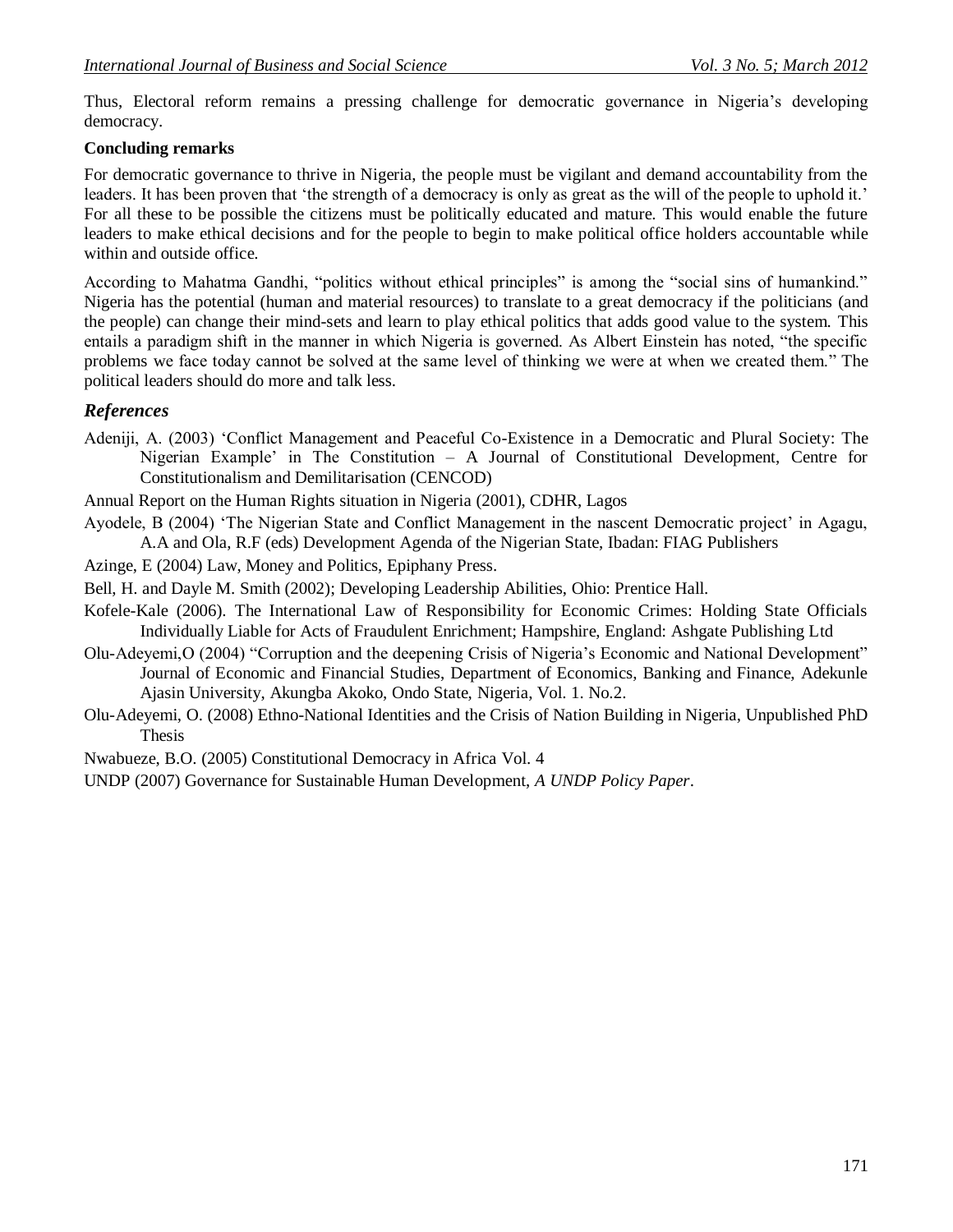Thus, Electoral reform remains a pressing challenge for democratic governance in Nigeria's developing democracy.

**Concluding remarks**

For democratic governance to thrive in Nigeria, the people must be vigilant and demand accountability from the leaders. It has been proven that 'the strength of a democracy is only as great as the will of the people to uphold it.' For all these to be possible the citizens must be politically educated and mature. This would enable the future leaders to make ethical decisions and for the people to begin to make political office holders accountable while within and outside office.

According to Mahatma Gandhi, "politics without ethical principles" is among the "social sins of humankind." Nigeria has the potential (human and material resources) to translate to a great democracy if the politicians (and the people) can change their mind-sets and learn to play ethical politics that adds good value to the system. This entails a paradigm shift in the manner in which Nigeria is governed. As Albert Einstein has noted, "the specific problems we face today cannot be solved at the same level of thinking we were at when we created them." The political leaders should do more and talk less.

## *References*

Adeniji, A. (2003) 'Conflict Management and Peaceful Co-Existence in a Democratic and Plural Society: The Nigerian Example' in The Constitution – A Journal of Constitutional Development, Centre for Constitutionalism and Demilitarisation (CENCOD)

Annual Report on the Human Rights situation in Nigeria (2001), CDHR, Lagos

Ayodele, B (2004) 'The Nigerian State and Conflict Management in the nascent Democratic project' in Agagu, A.A and Ola, R.F (eds) Development Agenda of the Nigerian State, Ibadan: FIAG Publishers

Azinge, E (2004) Law, Money and Politics, Epiphany Press.

Bell, H. and Dayle M. Smith (2002); Developing Leadership Abilities, Ohio: Prentice Hall.

Kofele-Kale (2006). The International Law of Responsibility for Economic Crimes: Holding State Officials Individually Liable for Acts of Fraudulent Enrichment; Hampshire, England: Ashgate Publishing Ltd

Olu-Adeyemi,O (2004) "Corruption and the deepening Crisis of Nigeria's Economic and National Development" Journal of Economic and Financial Studies, Department of Economics, Banking and Finance, Adekunle Ajasin University, Akungba Akoko, Ondo State, Nigeria, Vol. 1. No.2.

Olu-Adeyemi, O. (2008) Ethno-National Identities and the Crisis of Nation Building in Nigeria, Unpublished PhD Thesis

Nwabueze, B.O. (2005) Constitutional Democracy in Africa Vol. 4

UNDP (2007) Governance for Sustainable Human Development, *A UNDP Policy Paper*.